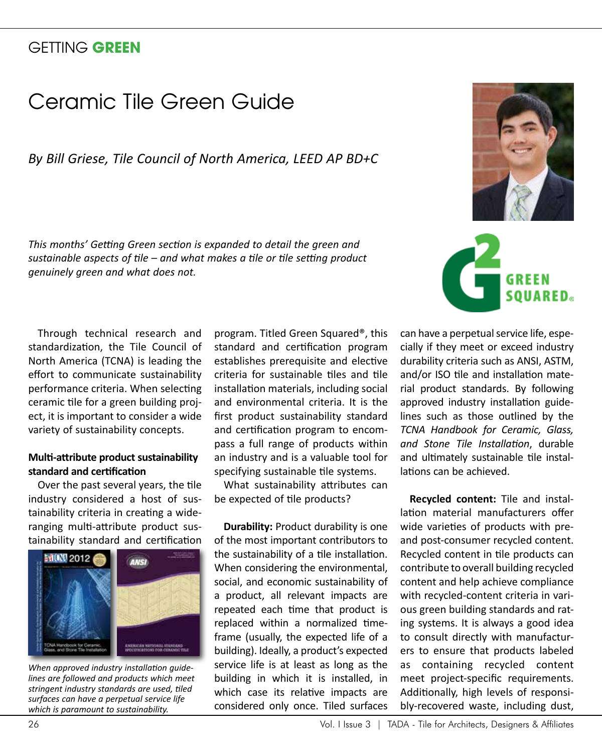GETTING **GREEN**

# Ceramic Tile Green Guide

*By Bill Griese, Tile Council of North America, LEED AP BD+C*

*This months' Getting Green section is expanded to detail the green and sustainable aspects of tile – and what makes a tile or tile setting product genuinely green and what does not.*

Through technical research and standardization, the Tile Council of North America (TCNA) is leading the effort to communicate sustainability performance criteria. When selecting ceramic tile for a green building project, it is important to consider a wide variety of sustainability concepts.

**Multi-attribute product sustainability standard and certification**

Over the past several years, the tile industry considered a host of sustainability criteria in creating a wide-ranging multi-attribute product sustainability standard and certification program. Titled Green Squared®, this standard and certification program establishes prerequisite and elective criteria for sustainable tiles and tile installation materials, including social and environmental criteria. It is the first product sustainability standard and certification program to encompass a full range of products within an industry and is a valuable tool for specifying sustainable tile systems.

*When approved industry installation guidelines are followed and products which meet stringent industry standards are used, tiled surfaces can have a perpetual service life which is paramount to sustainability.*

What sustainability attributes can be expected of tile products?

**Durability:** Product durability is one of the most important contributors to the sustainability of a tile installation. When considering the environmental, social, and economic sustainability of a product, all relevant impacts are repeated each time that product is replaced within a normalized timeframe (usually, the expected life of a building). Ideally, a product's expected service life is at least as long as the building in which it is installed, in which case its relative impacts are considered only once. Tiled surfaces can have a perpetual service life, especially if they meet or exceed industry durability criteria such as ANSI, ASTM, and/or ISO tile and installation material product standards. By following approved industry installation guidelines such as those outlined by the *TCNA Handbook for Ceramic, Glass, and Stone Tile Installation*, durable and ultimately sustainable tile installations can be achieved.

**Recycled content:** Tile and installation material manufacturers offer wide varieties of products with pre- and post-consumer recycled content. Recycled content in tile products can contribute to overall building recycled content and help achieve compliance with recycled-content criteria in various green building standards and rating systems. It is always a good idea to consult directly with manufacturers to ensure that products labeled as containing recycled content meet project-specific requirements. Additionally, high levels of responsibly-recovered waste, including dust,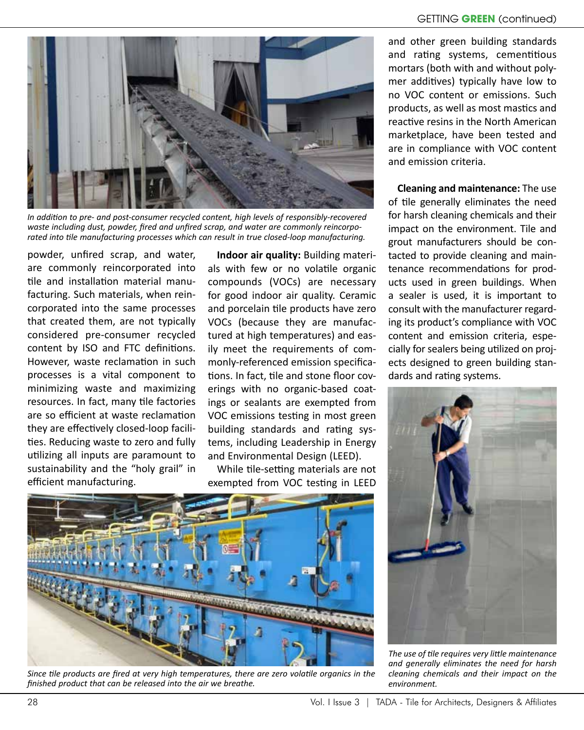In addition to pre- and post-consumer recycled content, high levels of responsibly-recovered waste including dust, powder, fired and unfired scrap, and water are commonly reincorporated into tile manufacturing processes which can result in true closed-loop manufacturing.

powder, unfired scrap, and water, are commonly reincorporated into tile and installation material manufacturing. Such materials, when reincorporated into the same processes that created them, are not typically considered pre-consumer recycled content by ISO and FTC definitions. However, waste reclamation in such processes is a vital component to minimizing waste and maximizing resources. In fact, many tile factories are so efficient at waste reclamation they are effectively closed-loop facilities. Reducing waste to zero and fully utilizing all inputs are paramount to sustainability and the "holy grail" in efficient manufacturing.

**Indoor air quality:** Building materials with few or no volatile organic compounds (VOCs) are necessary for good indoor air quality. Ceramic and porcelain tile products have zero VOCs (because they are manufactured at high temperatures) and easily meet the requirements of commonly-referenced emission specifications. In fact, tile and stone floor coverings with no organic-based coatings or sealants are exempted from VOC emissions testing in most green building standards and rating systems, including Leadership in Energy and Environmental Design (LEED).

While tile-setting materials are not exempted from VOC testing in LEED and other green building standards and rating systems, cementitious mortars (both with and without polymer additives) typically have low to no VOC content or emissions. Such products, as well as most mastics and reactive resins in the North American marketplace, have been tested and are in compliance with VOC content and emission criteria.

Since tile products are fired at very high temperatures, there are zero volatile organics in the finished product that can be released into the air we breathe.

**Cleaning and maintenance:** The use of tile generally eliminates the need for harsh cleaning chemicals and their impact on the environment. Tile and grout manufacturers should be contacted to provide cleaning and maintenance recommendations for products used in green buildings. When a sealer is used, it is important to consult with the manufacturer regarding its product's compliance with VOC content and emission criteria, especially for sealers being utilized on projects designed to green building standards and rating systems.

The use of tile requires very little maintenance and generally eliminates the need for harsh cleaning chemicals and their impact on the environment.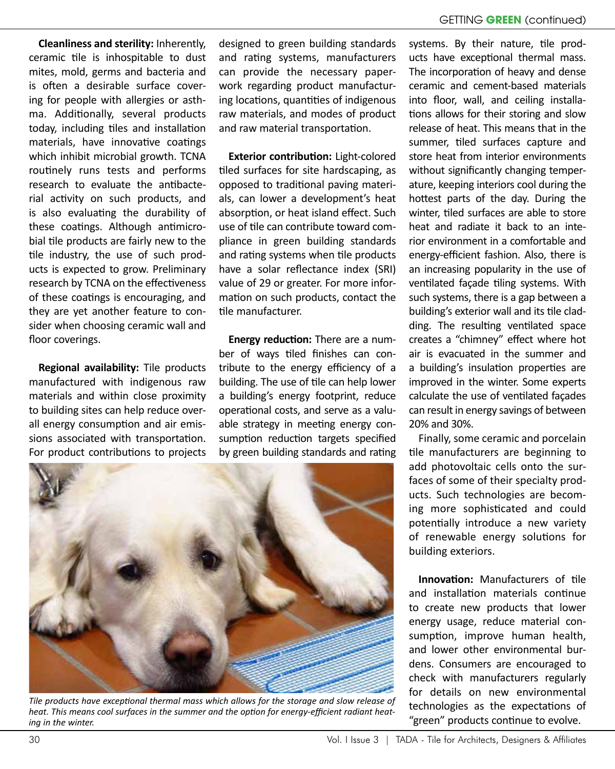**Cleanliness and sterility:** Inherently, ceramic tile is inhospitable to dust mites, mold, germs and bacteria and is often a desirable surface covering for people with allergies or asthma. Additionally, several products today, including tiles and installation materials, have innovative coatings which inhibit microbial growth. TCNA routinely runs tests and performs research to evaluate the antibacterial activity on such products, and is also evaluating the durability of these coatings. Although antimicrobial tile products are fairly new to the tile industry, the use of such products is expected to grow. Preliminary research by TCNA on the effectiveness of these coatings is encouraging, and they are yet another feature to consider when choosing ceramic wall and floor coverings.

**Regional availability:** Tile products manufactured with indigenous raw materials and within close proximity to building sites can help reduce overall energy consumption and air emissions associated with transportation. For product contributions to projects designed to green building standards and rating systems, manufacturers can provide the necessary paperwork regarding product manufacturing locations, quantities of indigenous raw materials, and modes of product and raw material transportation.

**Exterior contribution:** Light-colored tiled surfaces for site hardscaping, as opposed to traditional paving materials, can lower a development's heat absorption, or heat island effect. Such use of tile can contribute toward compliance in green building standards and rating systems when tile products have a solar reflectance index (SRI) value of 29 or greater. For more information on such products, contact the tile manufacturer.

**Energy reduction:** There are a number of ways tiled finishes can contribute to the energy efficiency of a building. The use of tile can help lower a building's energy footprint, reduce operational costs, and serve as a valuable strategy in meeting energy consumption reduction targets specified by green building standards and rating systems. By their nature, tile products have exceptional thermal mass. The incorporation of heavy and dense ceramic and cement-based materials into floor, wall, and ceiling installations allows for their storing and slow release of heat. This means that in the summer, tiled surfaces capture and store heat from interior environments without significantly changing temperature, keeping interiors cool during the hottest parts of the day. During the winter, tiled surfaces are able to store heat and radiate it back to an interior environment in a comfortable and energy-efficient fashion. Also, there is an increasing popularity in the use of ventilated façade tiling systems. With such systems, there is a gap between a building's exterior wall and its tile cladding. The resulting ventilated space creates a "chimney" effect where hot air is evacuated in the summer and a building's insulation properties are improved in the winter. Some experts calculate the use of ventilated façades can result in energy savings of between 20% and 30%.

Finally, some ceramic and porcelain tile manufacturers are beginning to add photovoltaic cells onto the surfaces of some of their specialty products. Such technologies are becoming more sophisticated and could potentially introduce a new variety of renewable energy solutions for building exteriors.

*Tile products have exceptional thermal mass which allows for the storage and slow release of heat. This means cool surfaces in the summer and the option for energy-efficient radiant heating in the winter.*

**Innovation:** Manufacturers of tile and installation materials continue to create new products that lower energy usage, reduce material consumption, improve human health, and lower other environmental burdens. Consumers are encouraged to check with manufacturers regularly for details on new environmental technologies as the expectations of "green" products continue to evolve.